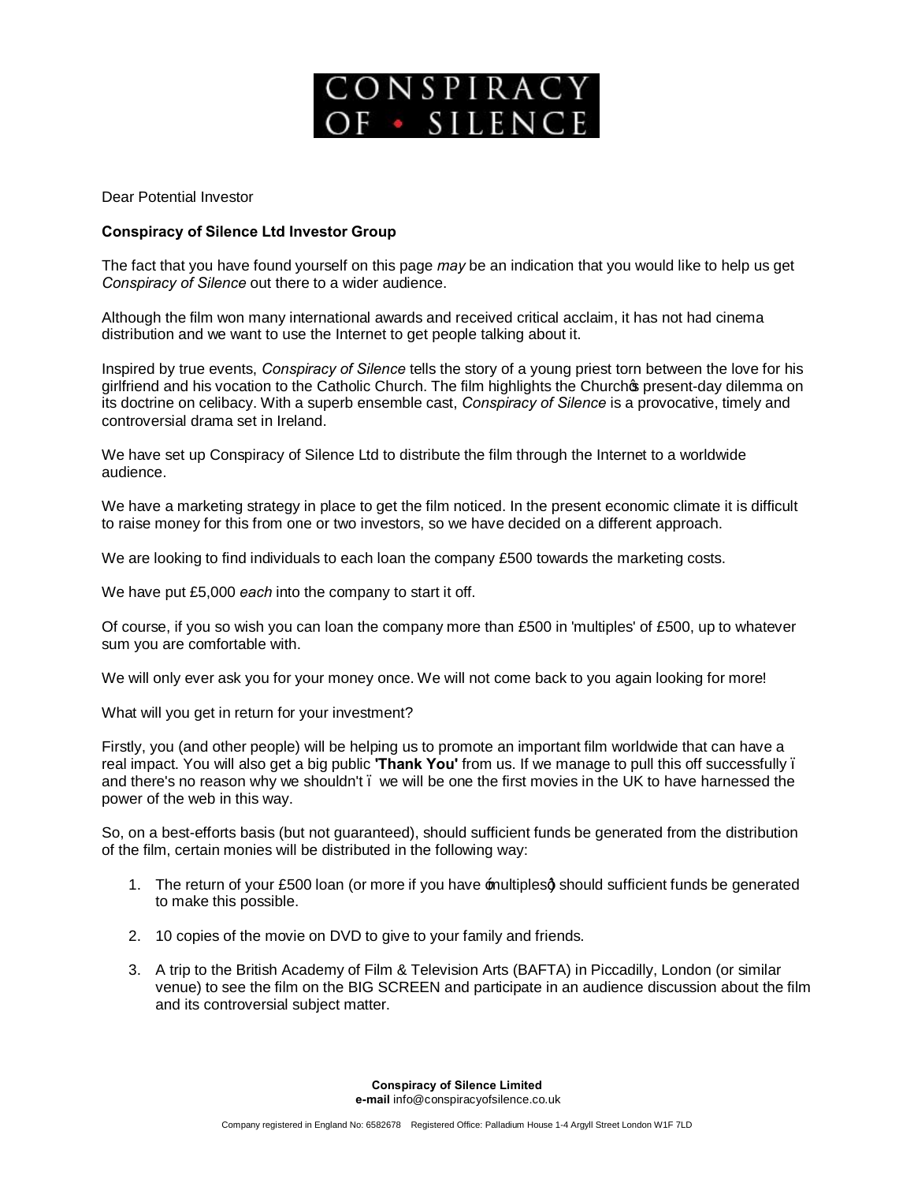# CONSPIRACY OF • SILENCE

Dear Potential Investor

**Conspiracy of Silence Ltd Investor Group**

The fact that you have found yourself on this page *may* be an indication that you would like to help us get *Conspiracy of Silence* out there to a wider audience.

Although the film won many international awards and received critical acclaim, it has not had cinema distribution and we want to use the Internet to get people talking about it.

Inspired by true events, *Conspiracy of Silence* tells the story of a young priest torn between the love for his girlfriend and his vocation to the Catholic Church. The film highlights the Church's present-day dilemma on its doctrine on celibacy. With a superb ensemble cast, *Conspiracy of Silence* is a provocative, timely and controversial drama set in Ireland.

We have set up Conspiracy of Silence Ltd to distribute the film through the Internet to a worldwide audience.

We have a marketing strategy in place to get the film noticed. In the present economic climate it is difficult to raise money for this from one or two investors, so we have decided on a different approach.

We are looking to find individuals to each loan the company £500 towards the marketing costs.

We have put £5,000 *each* into the company to start it off.

Of course, if you so wish you can loan the company more than £500 in 'multiples' of £500, up to whatever sum you are comfortable with.

We will only ever ask you for your money once. We will not come back to you again looking for more!

What will you get in return for your investment?

Firstly, you (and other people) will be helping us to promote an important film worldwide that can have a real impact. You will also get a big public **'Thank You'** from us. If we manage to pull this off successfully – and there's no reason why we shouldn't – we will be one the first movies in the UK to have harnessed the power of the web in this way.

So, on a best-efforts basis (but not guaranteed), should sufficient funds be generated from the distribution of the film, certain monies will be distributed in the following way:

1. The return of your £500 loan (or more if you have 'multiples') should sufficient funds be generated to make this possible.
2. 10 copies of the movie on DVD to give to your family and friends.
3. A trip to the British Academy of Film & Television Arts (BAFTA) in Piccadilly, London (or similar venue) to see the film on the BIG SCREEN and participate in an audience discussion about the film and its controversial subject matter.

**Conspiracy of Silence Limited**
**e-mail** info@conspiracyofsilence.co.uk

Company registered in England No: 6582678 Registered Office: Palladium House 1-4 Argyll Street London W1F 7LD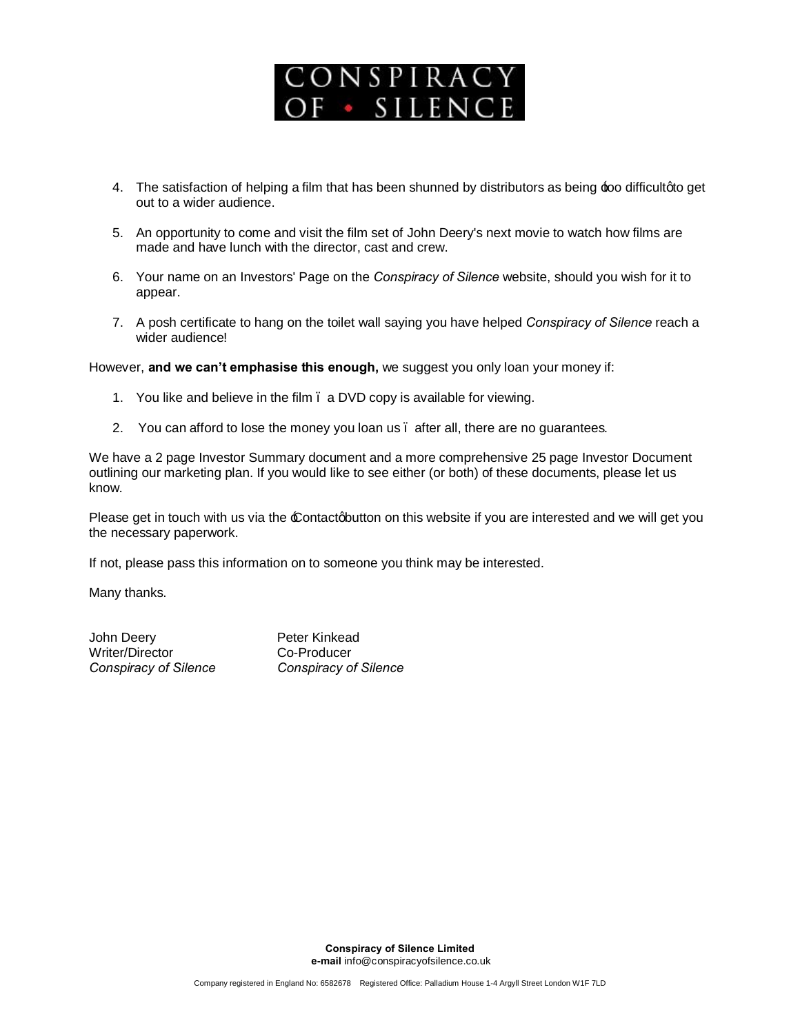# CONSPIRACY OF • SILENCE

4. The satisfaction of helping a film that has been shunned by distributors as being 'too difficult' to get out to a wider audience.

5. An opportunity to come and visit the film set of John Deery's next movie to watch how films are made and have lunch with the director, cast and crew.

6. Your name on an Investors' Page on the *Conspiracy of Silence* website, should you wish for it to appear.

7. A posh certificate to hang on the toilet wall saying you have helped *Conspiracy of Silence* reach a wider audience!

However, **and we can't emphasise this enough,** we suggest you only loan your money if:

1. You like and believe in the film – a DVD copy is available for viewing.

2. You can afford to lose the money you loan us – after all, there are no guarantees.

We have a 2 page Investor Summary document and a more comprehensive 25 page Investor Document outlining our marketing plan. If you would like to see either (or both) of these documents, please let us know.

Please get in touch with us via the 'Contact' button on this website if you are interested and we will get you the necessary paperwork.

If not, please pass this information on to someone you think may be interested.

Many thanks.

John Deery
Writer/Director
*Conspiracy of Silence*

Peter Kinkead
Co-Producer
*Conspiracy of Silence*

**Conspiracy of Silence Limited**
**e-mail** info@conspiracyofsilence.co.uk

Company registered in England No: 6582678 Registered Office: Palladium House 1-4 Argyll Street London W1F 7LD